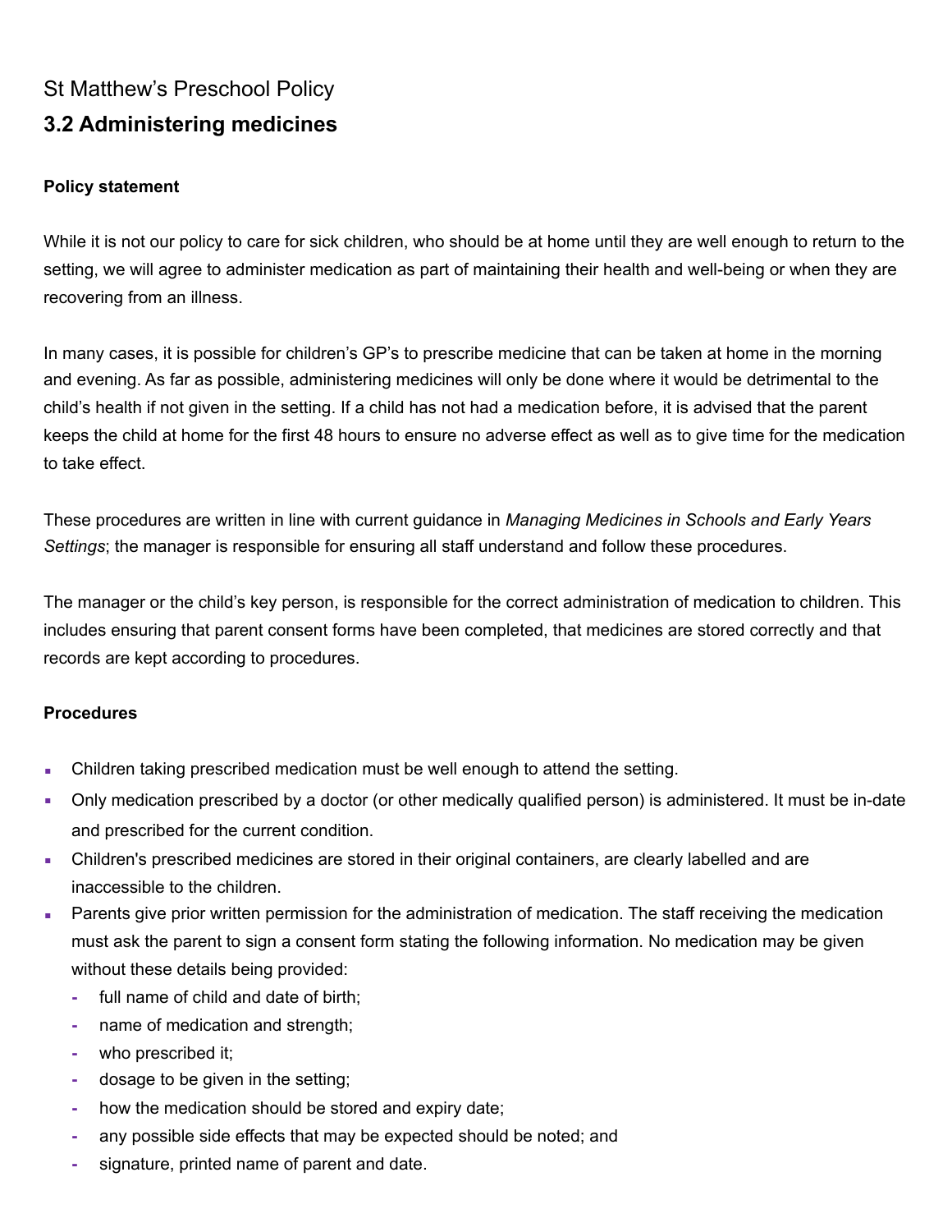St Matthew's Preschool Policy

## 3.2 Administering medicines

**Policy statement**

While it is not our policy to care for sick children, who should be at home until they are well enough to return to the setting, we will agree to administer medication as part of maintaining their health and well-being or when they are recovering from an illness.

In many cases, it is possible for children's GP's to prescribe medicine that can be taken at home in the morning and evening. As far as possible, administering medicines will only be done where it would be detrimental to the child's health if not given in the setting. If a child has not had a medication before, it is advised that the parent keeps the child at home for the first 48 hours to ensure no adverse effect as well as to give time for the medication to take effect.

These procedures are written in line with current guidance in *Managing Medicines in Schools and Early Years Settings*; the manager is responsible for ensuring all staff understand and follow these procedures.

The manager or the child's key person, is responsible for the correct administration of medication to children. This includes ensuring that parent consent forms have been completed, that medicines are stored correctly and that records are kept according to procedures.

**Procedures**

- Children taking prescribed medication must be well enough to attend the setting.
- Only medication prescribed by a doctor (or other medically qualified person) is administered. It must be in-date and prescribed for the current condition.
- Children's prescribed medicines are stored in their original containers, are clearly labelled and are inaccessible to the children.
- Parents give prior written permission for the administration of medication. The staff receiving the medication must ask the parent to sign a consent form stating the following information. No medication may be given without these details being provided:
  - full name of child and date of birth;
  - name of medication and strength;
  - who prescribed it;
  - dosage to be given in the setting;
  - how the medication should be stored and expiry date;
  - any possible side effects that may be expected should be noted; and
  - signature, printed name of parent and date.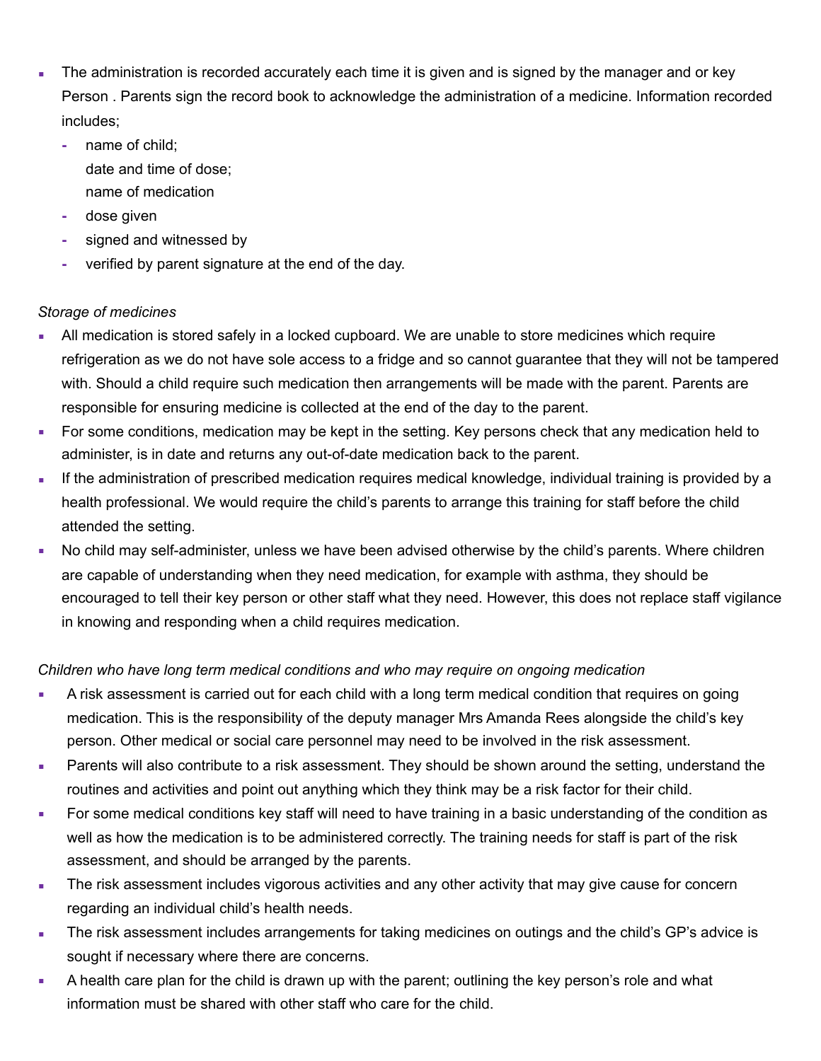- The administration is recorded accurately each time it is given and is signed by the manager and or key Person . Parents sign the record book to acknowledge the administration of a medicine. Information recorded includes;
  - name of child;
    date and time of dose;
    name of medication
  - dose given
  - signed and witnessed by
  - verified by parent signature at the end of the day.

*Storage of medicines*

- All medication is stored safely in a locked cupboard. We are unable to store medicines which require refrigeration as we do not have sole access to a fridge and so cannot guarantee that they will not be tampered with. Should a child require such medication then arrangements will be made with the parent. Parents are responsible for ensuring medicine is collected at the end of the day to the parent.
- For some conditions, medication may be kept in the setting. Key persons check that any medication held to administer, is in date and returns any out-of-date medication back to the parent.
- If the administration of prescribed medication requires medical knowledge, individual training is provided by a health professional. We would require the child's parents to arrange this training for staff before the child attended the setting.
- No child may self-administer, unless we have been advised otherwise by the child's parents. Where children are capable of understanding when they need medication, for example with asthma, they should be encouraged to tell their key person or other staff what they need. However, this does not replace staff vigilance in knowing and responding when a child requires medication.

*Children who have long term medical conditions and who may require on ongoing medication*

- A risk assessment is carried out for each child with a long term medical condition that requires on going medication. This is the responsibility of the deputy manager Mrs Amanda Rees alongside the child's key person. Other medical or social care personnel may need to be involved in the risk assessment.
- Parents will also contribute to a risk assessment. They should be shown around the setting, understand the routines and activities and point out anything which they think may be a risk factor for their child.
- For some medical conditions key staff will need to have training in a basic understanding of the condition as well as how the medication is to be administered correctly. The training needs for staff is part of the risk assessment, and should be arranged by the parents.
- The risk assessment includes vigorous activities and any other activity that may give cause for concern regarding an individual child's health needs.
- The risk assessment includes arrangements for taking medicines on outings and the child's GP's advice is sought if necessary where there are concerns.
- A health care plan for the child is drawn up with the parent; outlining the key person's role and what information must be shared with other staff who care for the child.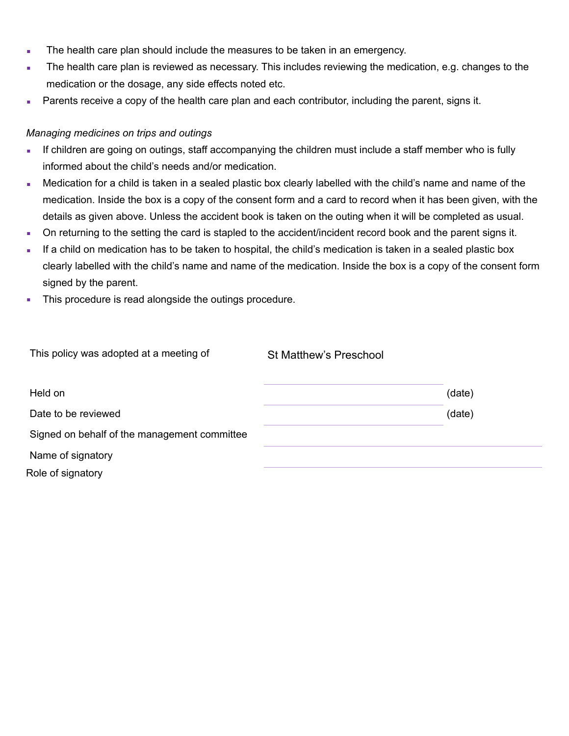- The health care plan should include the measures to be taken in an emergency.
- The health care plan is reviewed as necessary. This includes reviewing the medication, e.g. changes to the medication or the dosage, any side effects noted etc.
- Parents receive a copy of the health care plan and each contributor, including the parent, signs it.

*Managing medicines on trips and outings*

- If children are going on outings, staff accompanying the children must include a staff member who is fully informed about the child's needs and/or medication.
- Medication for a child is taken in a sealed plastic box clearly labelled with the child's name and name of the medication. Inside the box is a copy of the consent form and a card to record when it has been given, with the details as given above. Unless the accident book is taken on the outing when it will be completed as usual.
- On returning to the setting the card is stapled to the accident/incident record book and the parent signs it.
- If a child on medication has to be taken to hospital, the child's medication is taken in a sealed plastic box clearly labelled with the child's name and name of the medication. Inside the box is a copy of the consent form signed by the parent.
- This procedure is read alongside the outings procedure.

| | | |
|---|---|---|
| This policy was adopted at a meeting of | St Matthew's Preschool | |
| Held on | | (date) |
| Date to be reviewed | | (date) |
| Signed on behalf of the management committee | | |
| Name of signatory | | |
| Role of signatory | | |